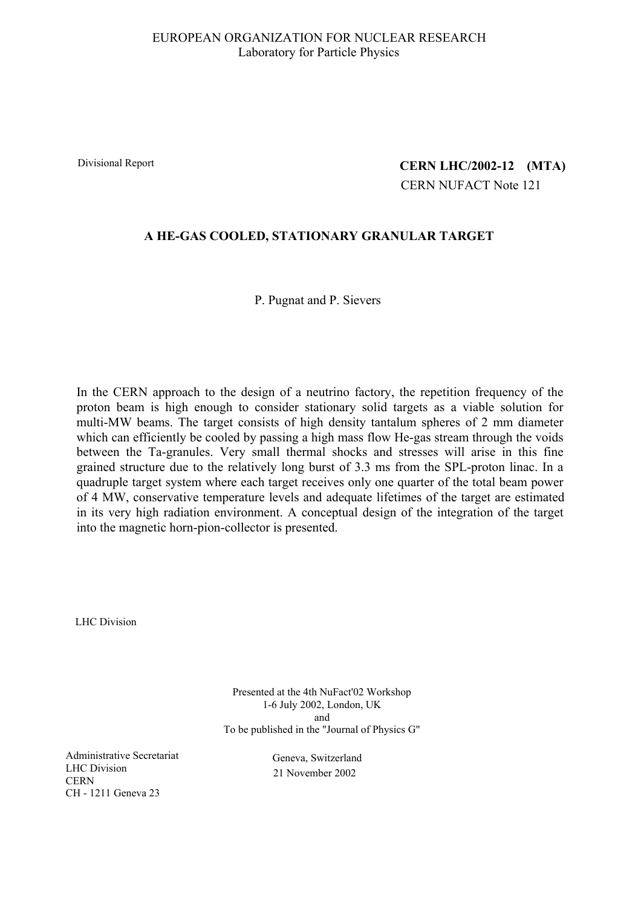EUROPEAN ORGANIZATION FOR NUCLEAR RESEARCH
Laboratory for Particle Physics

Divisional Report

**CERN LHC/2002-12 (MTA)**
CERN NUFACT Note 121

# A HE-GAS COOLED, STATIONARY GRANULAR TARGET

P. Pugnat and P. Sievers

In the CERN approach to the design of a neutrino factory, the repetition frequency of the proton beam is high enough to consider stationary solid targets as a viable solution for multi-MW beams. The target consists of high density tantalum spheres of 2 mm diameter which can efficiently be cooled by passing a high mass flow He-gas stream through the voids between the Ta-granules. Very small thermal shocks and stresses will arise in this fine grained structure due to the relatively long burst of 3.3 ms from the SPL-proton linac. In a quadruple target system where each target receives only one quarter of the total beam power of 4 MW, conservative temperature levels and adequate lifetimes of the target are estimated in its very high radiation environment. A conceptual design of the integration of the target into the magnetic horn-pion-collector is presented.

LHC Division

Presented at the 4th NuFact'02 Workshop
1-6 July 2002, London, UK
and
To be published in the "Journal of Physics G"

Administrative Secretariat
LHC Division
CERN
CH - 1211 Geneva 23

Geneva, Switzerland
21 November 2002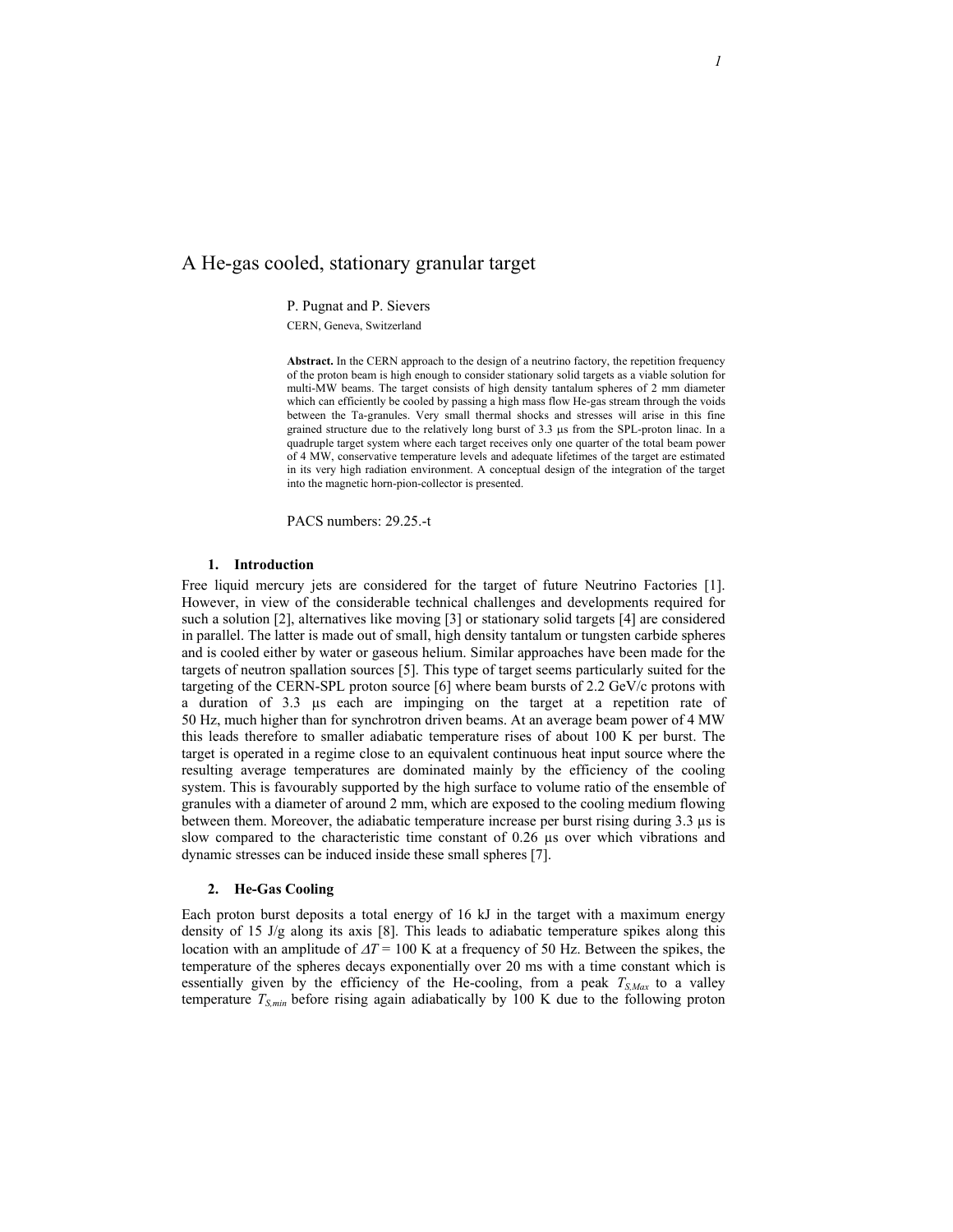# A He-gas cooled, stationary granular target

P. Pugnat and P. Sievers

CERN, Geneva, Switzerland

**Abstract.** In the CERN approach to the design of a neutrino factory, the repetition frequency of the proton beam is high enough to consider stationary solid targets as a viable solution for multi-MW beams. The target consists of high density tantalum spheres of 2 mm diameter which can efficiently be cooled by passing a high mass flow He-gas stream through the voids between the Ta-granules. Very small thermal shocks and stresses will arise in this fine grained structure due to the relatively long burst of 3.3 µs from the SPL-proton linac. In a quadruple target system where each target receives only one quarter of the total beam power of 4 MW, conservative temperature levels and adequate lifetimes of the target are estimated in its very high radiation environment. A conceptual design of the integration of the target into the magnetic horn-pion-collector is presented.

PACS numbers: 29.25.-t

## 1. Introduction

Free liquid mercury jets are considered for the target of future Neutrino Factories [1]. However, in view of the considerable technical challenges and developments required for such a solution [2], alternatives like moving [3] or stationary solid targets [4] are considered in parallel. The latter is made out of small, high density tantalum or tungsten carbide spheres and is cooled either by water or gaseous helium. Similar approaches have been made for the targets of neutron spallation sources [5]. This type of target seems particularly suited for the targeting of the CERN-SPL proton source [6] where beam bursts of 2.2 GeV/c protons with a duration of 3.3 µs each are impinging on the target at a repetition rate of 50 Hz, much higher than for synchrotron driven beams. At an average beam power of 4 MW this leads therefore to smaller adiabatic temperature rises of about 100 K per burst. The target is operated in a regime close to an equivalent continuous heat input source where the resulting average temperatures are dominated mainly by the efficiency of the cooling system. This is favourably supported by the high surface to volume ratio of the ensemble of granules with a diameter of around 2 mm, which are exposed to the cooling medium flowing between them. Moreover, the adiabatic temperature increase per burst rising during 3.3 µs is slow compared to the characteristic time constant of 0.26 µs over which vibrations and dynamic stresses can be induced inside these small spheres [7].

## 2. He-Gas Cooling

Each proton burst deposits a total energy of 16 kJ in the target with a maximum energy density of 15 J/g along its axis [8]. This leads to adiabatic temperature spikes along this location with an amplitude of $\Delta T = 100$ K at a frequency of 50 Hz. Between the spikes, the temperature of the spheres decays exponentially over 20 ms with a time constant which is essentially given by the efficiency of the He-cooling, from a peak $T_{S,Max}$ to a valley temperature $T_{S,min}$ before rising again adiabatically by 100 K due to the following proton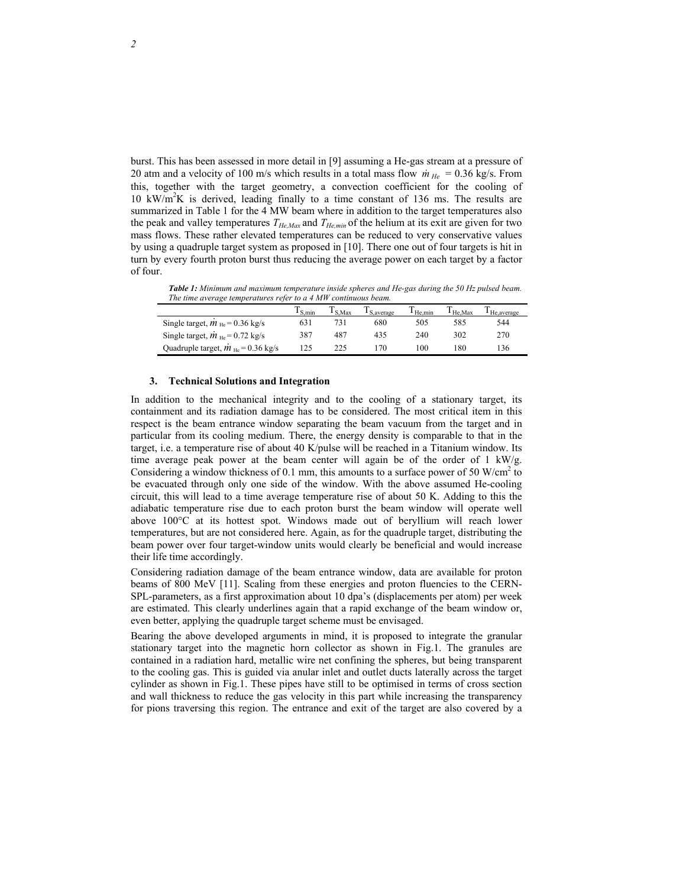burst. This has been assessed in more detail in [9] assuming a He-gas stream at a pressure of 20 atm and a velocity of 100 m/s which results in a total mass flow $\dot{m}_{He}$ = 0.36 kg/s. From this, together with the target geometry, a convection coefficient for the cooling of 10 kW/m$^2$K is derived, leading finally to a time constant of 136 ms. The results are summarized in Table 1 for the 4 MW beam where in addition to the target temperatures also the peak and valley temperatures $T_{He,Max}$ and $T_{He,min}$ of the helium at its exit are given for two mass flows. These rather elevated temperatures can be reduced to very conservative values by using a quadruple target system as proposed in [10]. There one out of four targets is hit in turn by every fourth proton burst thus reducing the average power on each target by a factor of four.

***Table 1:*** *Minimum and maximum temperature inside spheres and He-gas during the 50 Hz pulsed beam. The time average temperatures refer to a 4 MW continuous beam.*

| | $T_{S,min}$ | $T_{S,Max}$ | $T_{S,average}$ | $T_{He,min}$ | $T_{He,Max}$ | $T_{He,average}$ |
|---|---|---|---|---|---|---|
| Single target, $\dot{m}_{He}$ = 0.36 kg/s | 631 | 731 | 680 | 505 | 585 | 544 |
| Single target, $\dot{m}_{He}$ = 0.72 kg/s | 387 | 487 | 435 | 240 | 302 | 270 |
| Quadruple target, $\dot{m}_{He}$ = 0.36 kg/s | 125 | 225 | 170 | 100 | 180 | 136 |

### 3. Technical Solutions and Integration

In addition to the mechanical integrity and to the cooling of a stationary target, its containment and its radiation damage has to be considered. The most critical item in this respect is the beam entrance window separating the beam vacuum from the target and in particular from its cooling medium. There, the energy density is comparable to that in the target, i.e. a temperature rise of about 40 K/pulse will be reached in a Titanium window. Its time average peak power at the beam center will again be of the order of 1 kW/g. Considering a window thickness of 0.1 mm, this amounts to a surface power of 50 W/cm$^2$ to be evacuated through only one side of the window. With the above assumed He-cooling circuit, this will lead to a time average temperature rise of about 50 K. Adding to this the adiabatic temperature rise due to each proton burst the beam window will operate well above 100°C at its hottest spot. Windows made out of beryllium will reach lower temperatures, but are not considered here. Again, as for the quadruple target, distributing the beam power over four target-window units would clearly be beneficial and would increase their life time accordingly.

Considering radiation damage of the beam entrance window, data are available for proton beams of 800 MeV [11]. Scaling from these energies and proton fluencies to the CERN-SPL-parameters, as a first approximation about 10 dpa's (displacements per atom) per week are estimated. This clearly underlines again that a rapid exchange of the beam window or, even better, applying the quadruple target scheme must be envisaged.

Bearing the above developed arguments in mind, it is proposed to integrate the granular stationary target into the magnetic horn collector as shown in Fig.1. The granules are contained in a radiation hard, metallic wire net confining the spheres, but being transparent to the cooling gas. This is guided via anular inlet and outlet ducts laterally across the target cylinder as shown in Fig.1. These pipes have still to be optimised in terms of cross section and wall thickness to reduce the gas velocity in this part while increasing the transparency for pions traversing this region. The entrance and exit of the target are also covered by a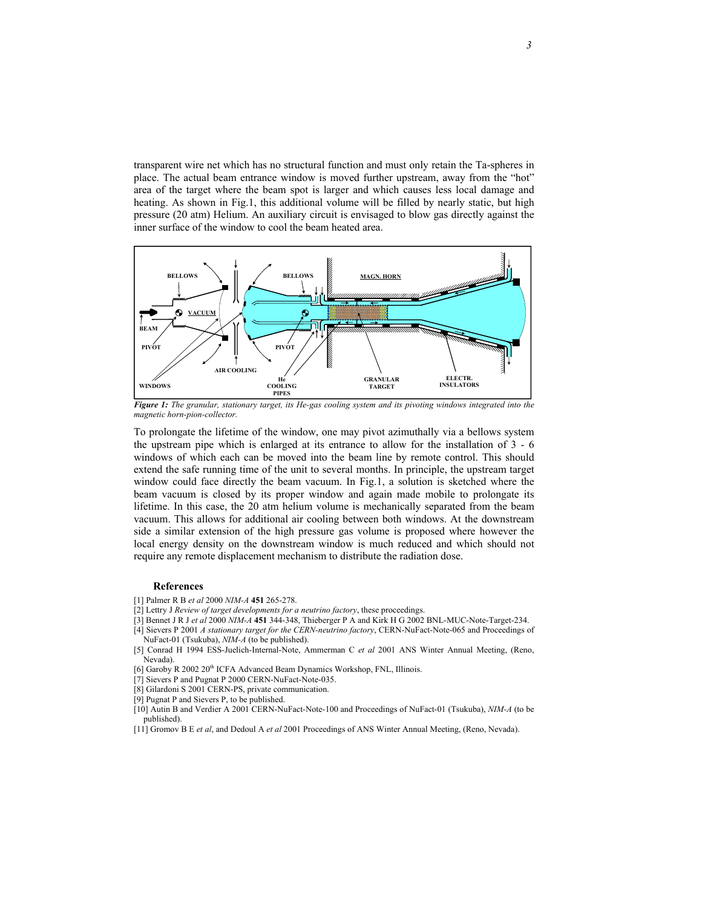transparent wire net which has no structural function and must only retain the Ta-spheres in place. The actual beam entrance window is moved further upstream, away from the "hot" area of the target where the beam spot is larger and which causes less local damage and heating. As shown in Fig.1, this additional volume will be filled by nearly static, but high pressure (20 atm) Helium. An auxiliary circuit is envisaged to blow gas directly against the inner surface of the window to cool the beam heated area.

BELLOWS
BELLOWS
MAGN. HORN
VACUUM
BEAM
PIVOT
PIVOT
AIR COOLING
WINDOWS
He COOLING PIPES
GRANULAR TARGET
ELECTR. INSULATORS

***Figure 1:*** *The granular, stationary target, its He-gas cooling system and its pivoting windows integrated into the magnetic horn-pion-collector.*

To prolongate the lifetime of the window, one may pivot azimuthally via a bellows system the upstream pipe which is enlarged at its entrance to allow for the installation of 3 - 6 windows of which each can be moved into the beam line by remote control. This should extend the safe running time of the unit to several months. In principle, the upstream target window could face directly the beam vacuum. In Fig.1, a solution is sketched where the beam vacuum is closed by its proper window and again made mobile to prolongate its lifetime. In this case, the 20 atm helium volume is mechanically separated from the beam vacuum. This allows for additional air cooling between both windows. At the downstream side a similar extension of the high pressure gas volume is proposed where however the local energy density on the downstream window is much reduced and which should not require any remote displacement mechanism to distribute the radiation dose.

## References

[1] Palmer R B *et al* 2000 *NIM-A* **451** 265-278.

[2] Lettry J *Review of target developments for a neutrino factory*, these proceedings.

[3] Bennet J R J *et al* 2000 *NIM-A* **451** 344-348, Thieberger P A and Kirk H G 2002 BNL-MUC-Note-Target-234.

[4] Sievers P 2001 *A stationary target for the CERN-neutrino factory*, CERN-NuFact-Note-065 and Proceedings of NuFact-01 (Tsukuba), *NIM-A* (to be published).

[5] Conrad H 1994 ESS-Juelich-Internal-Note, Ammerman C *et al* 2001 ANS Winter Annual Meeting, (Reno, Nevada).

[6] Garoby R 2002 20th ICFA Advanced Beam Dynamics Workshop, FNL, Illinois.

[7] Sievers P and Pugnat P 2000 CERN-NuFact-Note-035.

[8] Gilardoni S 2001 CERN-PS, private communication.

[9] Pugnat P and Sievers P, to be published.

[10] Autin B and Verdier A 2001 CERN-NuFact-Note-100 and Proceedings of NuFact-01 (Tsukuba), *NIM-A* (to be published).

[11] Gromov B E *et al*, and Dedoul A *et al* 2001 Proceedings of ANS Winter Annual Meeting, (Reno, Nevada).